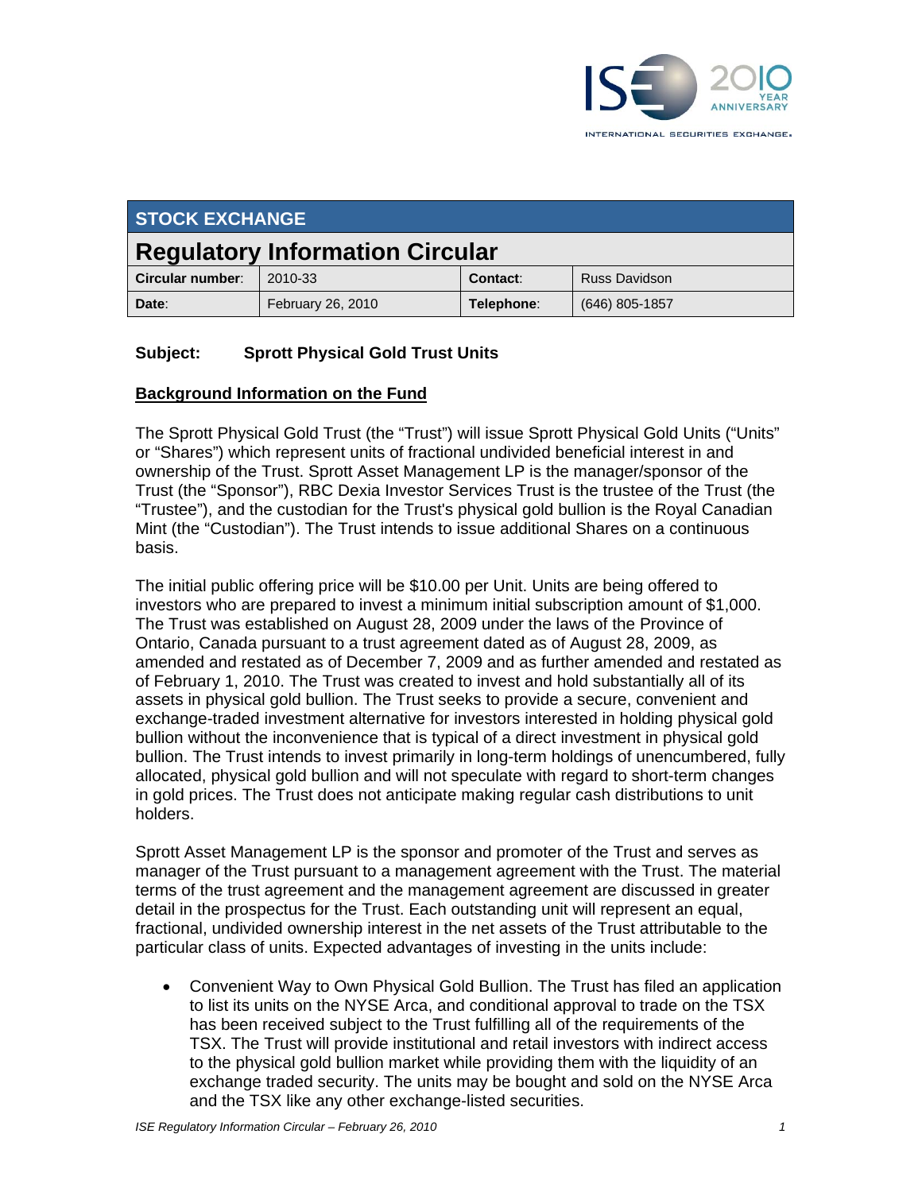## STOCK EXCHANGE

# Regulatory Information Circular

| **Circular number**: | 2010-33 | **Contact**: | Russ Davidson |
|---|---|---|---|
| **Date**: | February 26, 2010 | **Telephone**: | (646) 805-1857 |

**Subject:** **Sprott Physical Gold Trust Units**

**Background Information on the Fund**

The Sprott Physical Gold Trust (the "Trust") will issue Sprott Physical Gold Units ("Units" or "Shares") which represent units of fractional undivided beneficial interest in and ownership of the Trust. Sprott Asset Management LP is the manager/sponsor of the Trust (the "Sponsor"), RBC Dexia Investor Services Trust is the trustee of the Trust (the "Trustee"), and the custodian for the Trust's physical gold bullion is the Royal Canadian Mint (the "Custodian"). The Trust intends to issue additional Shares on a continuous basis.

The initial public offering price will be $10.00 per Unit. Units are being offered to investors who are prepared to invest a minimum initial subscription amount of $1,000. The Trust was established on August 28, 2009 under the laws of the Province of Ontario, Canada pursuant to a trust agreement dated as of August 28, 2009, as amended and restated as of December 7, 2009 and as further amended and restated as of February 1, 2010. The Trust was created to invest and hold substantially all of its assets in physical gold bullion. The Trust seeks to provide a secure, convenient and exchange-traded investment alternative for investors interested in holding physical gold bullion without the inconvenience that is typical of a direct investment in physical gold bullion. The Trust intends to invest primarily in long-term holdings of unencumbered, fully allocated, physical gold bullion and will not speculate with regard to short-term changes in gold prices. The Trust does not anticipate making regular cash distributions to unit holders.

Sprott Asset Management LP is the sponsor and promoter of the Trust and serves as manager of the Trust pursuant to a management agreement with the Trust. The material terms of the trust agreement and the management agreement are discussed in greater detail in the prospectus for the Trust. Each outstanding unit will represent an equal, fractional, undivided ownership interest in the net assets of the Trust attributable to the particular class of units. Expected advantages of investing in the units include:

- Convenient Way to Own Physical Gold Bullion. The Trust has filed an application to list its units on the NYSE Arca, and conditional approval to trade on the TSX has been received subject to the Trust fulfilling all of the requirements of the TSX. The Trust will provide institutional and retail investors with indirect access to the physical gold bullion market while providing them with the liquidity of an exchange traded security. The units may be bought and sold on the NYSE Arca and the TSX like any other exchange-listed securities.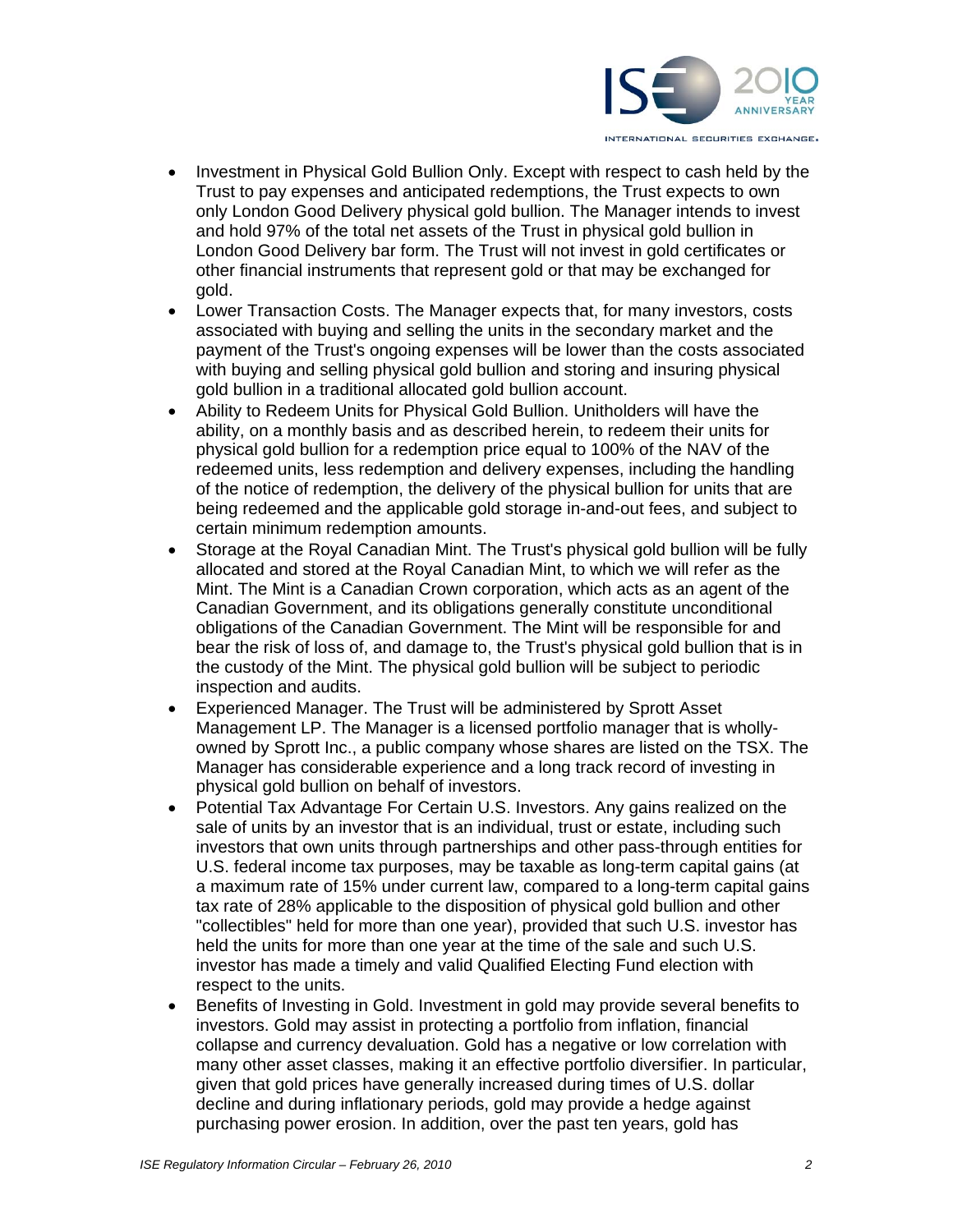- Investment in Physical Gold Bullion Only. Except with respect to cash held by the Trust to pay expenses and anticipated redemptions, the Trust expects to own only London Good Delivery physical gold bullion. The Manager intends to invest and hold 97% of the total net assets of the Trust in physical gold bullion in London Good Delivery bar form. The Trust will not invest in gold certificates or other financial instruments that represent gold or that may be exchanged for gold.
- Lower Transaction Costs. The Manager expects that, for many investors, costs associated with buying and selling the units in the secondary market and the payment of the Trust's ongoing expenses will be lower than the costs associated with buying and selling physical gold bullion and storing and insuring physical gold bullion in a traditional allocated gold bullion account.
- Ability to Redeem Units for Physical Gold Bullion. Unitholders will have the ability, on a monthly basis and as described herein, to redeem their units for physical gold bullion for a redemption price equal to 100% of the NAV of the redeemed units, less redemption and delivery expenses, including the handling of the notice of redemption, the delivery of the physical bullion for units that are being redeemed and the applicable gold storage in-and-out fees, and subject to certain minimum redemption amounts.
- Storage at the Royal Canadian Mint. The Trust's physical gold bullion will be fully allocated and stored at the Royal Canadian Mint, to which we will refer as the Mint. The Mint is a Canadian Crown corporation, which acts as an agent of the Canadian Government, and its obligations generally constitute unconditional obligations of the Canadian Government. The Mint will be responsible for and bear the risk of loss of, and damage to, the Trust's physical gold bullion that is in the custody of the Mint. The physical gold bullion will be subject to periodic inspection and audits.
- Experienced Manager. The Trust will be administered by Sprott Asset Management LP. The Manager is a licensed portfolio manager that is wholly-owned by Sprott Inc., a public company whose shares are listed on the TSX. The Manager has considerable experience and a long track record of investing in physical gold bullion on behalf of investors.
- Potential Tax Advantage For Certain U.S. Investors. Any gains realized on the sale of units by an investor that is an individual, trust or estate, including such investors that own units through partnerships and other pass-through entities for U.S. federal income tax purposes, may be taxable as long-term capital gains (at a maximum rate of 15% under current law, compared to a long-term capital gains tax rate of 28% applicable to the disposition of physical gold bullion and other "collectibles" held for more than one year), provided that such U.S. investor has held the units for more than one year at the time of the sale and such U.S. investor has made a timely and valid Qualified Electing Fund election with respect to the units.
- Benefits of Investing in Gold. Investment in gold may provide several benefits to investors. Gold may assist in protecting a portfolio from inflation, financial collapse and currency devaluation. Gold has a negative or low correlation with many other asset classes, making it an effective portfolio diversifier. In particular, given that gold prices have generally increased during times of U.S. dollar decline and during inflationary periods, gold may provide a hedge against purchasing power erosion. In addition, over the past ten years, gold has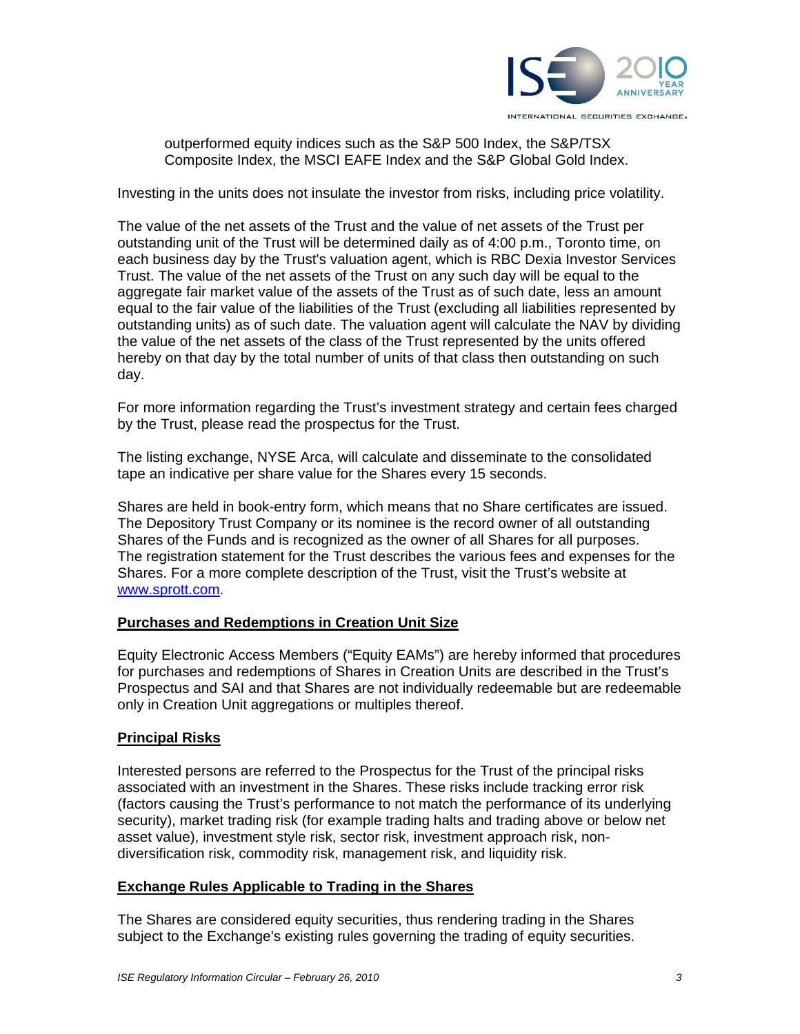outperformed equity indices such as the S&P 500 Index, the S&P/TSX Composite Index, the MSCI EAFE Index and the S&P Global Gold Index.

Investing in the units does not insulate the investor from risks, including price volatility.

The value of the net assets of the Trust and the value of net assets of the Trust per outstanding unit of the Trust will be determined daily as of 4:00 p.m., Toronto time, on each business day by the Trust's valuation agent, which is RBC Dexia Investor Services Trust. The value of the net assets of the Trust on any such day will be equal to the aggregate fair market value of the assets of the Trust as of such date, less an amount equal to the fair value of the liabilities of the Trust (excluding all liabilities represented by outstanding units) as of such date. The valuation agent will calculate the NAV by dividing the value of the net assets of the class of the Trust represented by the units offered hereby on that day by the total number of units of that class then outstanding on such day.

For more information regarding the Trust's investment strategy and certain fees charged by the Trust, please read the prospectus for the Trust.

The listing exchange, NYSE Arca, will calculate and disseminate to the consolidated tape an indicative per share value for the Shares every 15 seconds.

Shares are held in book-entry form, which means that no Share certificates are issued. The Depository Trust Company or its nominee is the record owner of all outstanding Shares of the Funds and is recognized as the owner of all Shares for all purposes. The registration statement for the Trust describes the various fees and expenses for the Shares. For a more complete description of the Trust, visit the Trust's website at [www.sprott.com](www.sprott.com).

**Purchases and Redemptions in Creation Unit Size**

Equity Electronic Access Members ("Equity EAMs") are hereby informed that procedures for purchases and redemptions of Shares in Creation Units are described in the Trust's Prospectus and SAI and that Shares are not individually redeemable but are redeemable only in Creation Unit aggregations or multiples thereof.

**Principal Risks**

Interested persons are referred to the Prospectus for the Trust of the principal risks associated with an investment in the Shares. These risks include tracking error risk (factors causing the Trust's performance to not match the performance of its underlying security), market trading risk (for example trading halts and trading above or below net asset value), investment style risk, sector risk, investment approach risk, non-diversification risk, commodity risk, management risk, and liquidity risk.

**Exchange Rules Applicable to Trading in the Shares**

The Shares are considered equity securities, thus rendering trading in the Shares subject to the Exchange's existing rules governing the trading of equity securities.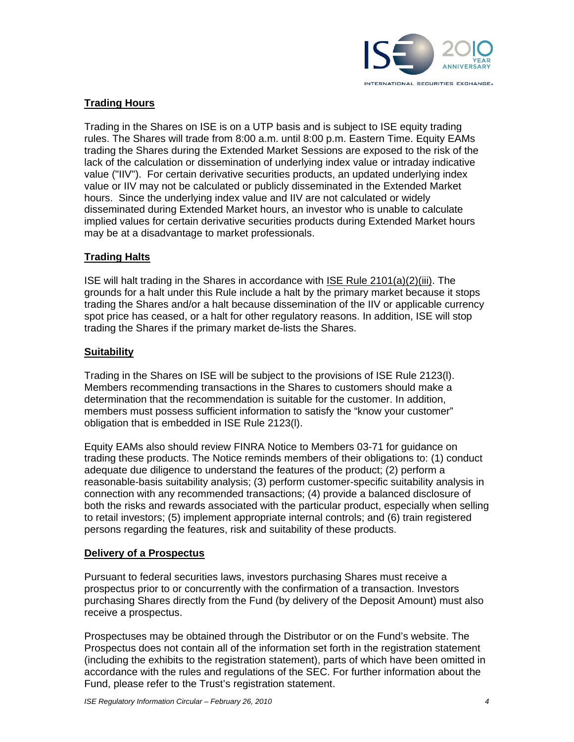## Trading Hours

Trading in the Shares on ISE is on a UTP basis and is subject to ISE equity trading rules. The Shares will trade from 8:00 a.m. until 8:00 p.m. Eastern Time. Equity EAMs trading the Shares during the Extended Market Sessions are exposed to the risk of the lack of the calculation or dissemination of underlying index value or intraday indicative value ("IIV"). For certain derivative securities products, an updated underlying index value or IIV may not be calculated or publicly disseminated in the Extended Market hours. Since the underlying index value and IIV are not calculated or widely disseminated during Extended Market hours, an investor who is unable to calculate implied values for certain derivative securities products during Extended Market hours may be at a disadvantage to market professionals.

## Trading Halts

ISE will halt trading in the Shares in accordance with ISE Rule 2101(a)(2)(iii). The grounds for a halt under this Rule include a halt by the primary market because it stops trading the Shares and/or a halt because dissemination of the IIV or applicable currency spot price has ceased, or a halt for other regulatory reasons. In addition, ISE will stop trading the Shares if the primary market de-lists the Shares.

## Suitability

Trading in the Shares on ISE will be subject to the provisions of ISE Rule 2123(l). Members recommending transactions in the Shares to customers should make a determination that the recommendation is suitable for the customer. In addition, members must possess sufficient information to satisfy the "know your customer" obligation that is embedded in ISE Rule 2123(l).

Equity EAMs also should review FINRA Notice to Members 03-71 for guidance on trading these products. The Notice reminds members of their obligations to: (1) conduct adequate due diligence to understand the features of the product; (2) perform a reasonable-basis suitability analysis; (3) perform customer-specific suitability analysis in connection with any recommended transactions; (4) provide a balanced disclosure of both the risks and rewards associated with the particular product, especially when selling to retail investors; (5) implement appropriate internal controls; and (6) train registered persons regarding the features, risk and suitability of these products.

## Delivery of a Prospectus

Pursuant to federal securities laws, investors purchasing Shares must receive a prospectus prior to or concurrently with the confirmation of a transaction. Investors purchasing Shares directly from the Fund (by delivery of the Deposit Amount) must also receive a prospectus.

Prospectuses may be obtained through the Distributor or on the Fund's website. The Prospectus does not contain all of the information set forth in the registration statement (including the exhibits to the registration statement), parts of which have been omitted in accordance with the rules and regulations of the SEC. For further information about the Fund, please refer to the Trust's registration statement.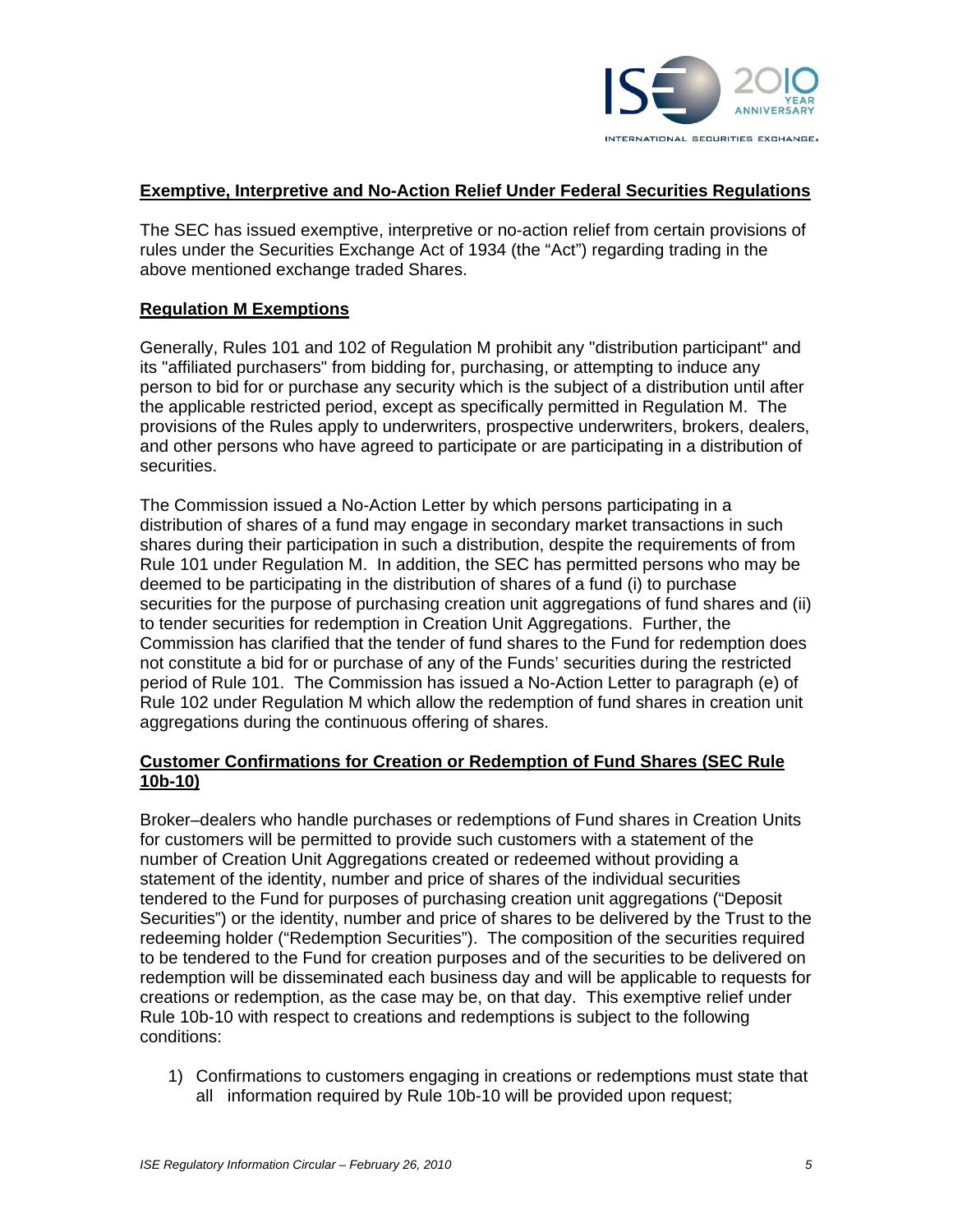## Exemptive, Interpretive and No-Action Relief Under Federal Securities Regulations

The SEC has issued exemptive, interpretive or no-action relief from certain provisions of rules under the Securities Exchange Act of 1934 (the "Act") regarding trading in the above mentioned exchange traded Shares.

## Regulation M Exemptions

Generally, Rules 101 and 102 of Regulation M prohibit any "distribution participant" and its "affiliated purchasers" from bidding for, purchasing, or attempting to induce any person to bid for or purchase any security which is the subject of a distribution until after the applicable restricted period, except as specifically permitted in Regulation M. The provisions of the Rules apply to underwriters, prospective underwriters, brokers, dealers, and other persons who have agreed to participate or are participating in a distribution of securities.

The Commission issued a No-Action Letter by which persons participating in a distribution of shares of a fund may engage in secondary market transactions in such shares during their participation in such a distribution, despite the requirements of from Rule 101 under Regulation M. In addition, the SEC has permitted persons who may be deemed to be participating in the distribution of shares of a fund (i) to purchase securities for the purpose of purchasing creation unit aggregations of fund shares and (ii) to tender securities for redemption in Creation Unit Aggregations. Further, the Commission has clarified that the tender of fund shares to the Fund for redemption does not constitute a bid for or purchase of any of the Funds' securities during the restricted period of Rule 101. The Commission has issued a No-Action Letter to paragraph (e) of Rule 102 under Regulation M which allow the redemption of fund shares in creation unit aggregations during the continuous offering of shares.

## Customer Confirmations for Creation or Redemption of Fund Shares (SEC Rule 10b-10)

Broker–dealers who handle purchases or redemptions of Fund shares in Creation Units for customers will be permitted to provide such customers with a statement of the number of Creation Unit Aggregations created or redeemed without providing a statement of the identity, number and price of shares of the individual securities tendered to the Fund for purposes of purchasing creation unit aggregations ("Deposit Securities") or the identity, number and price of shares to be delivered by the Trust to the redeeming holder ("Redemption Securities"). The composition of the securities required to be tendered to the Fund for creation purposes and of the securities to be delivered on redemption will be disseminated each business day and will be applicable to requests for creations or redemption, as the case may be, on that day. This exemptive relief under Rule 10b-10 with respect to creations and redemptions is subject to the following conditions:

1) Confirmations to customers engaging in creations or redemptions must state that all information required by Rule 10b-10 will be provided upon request;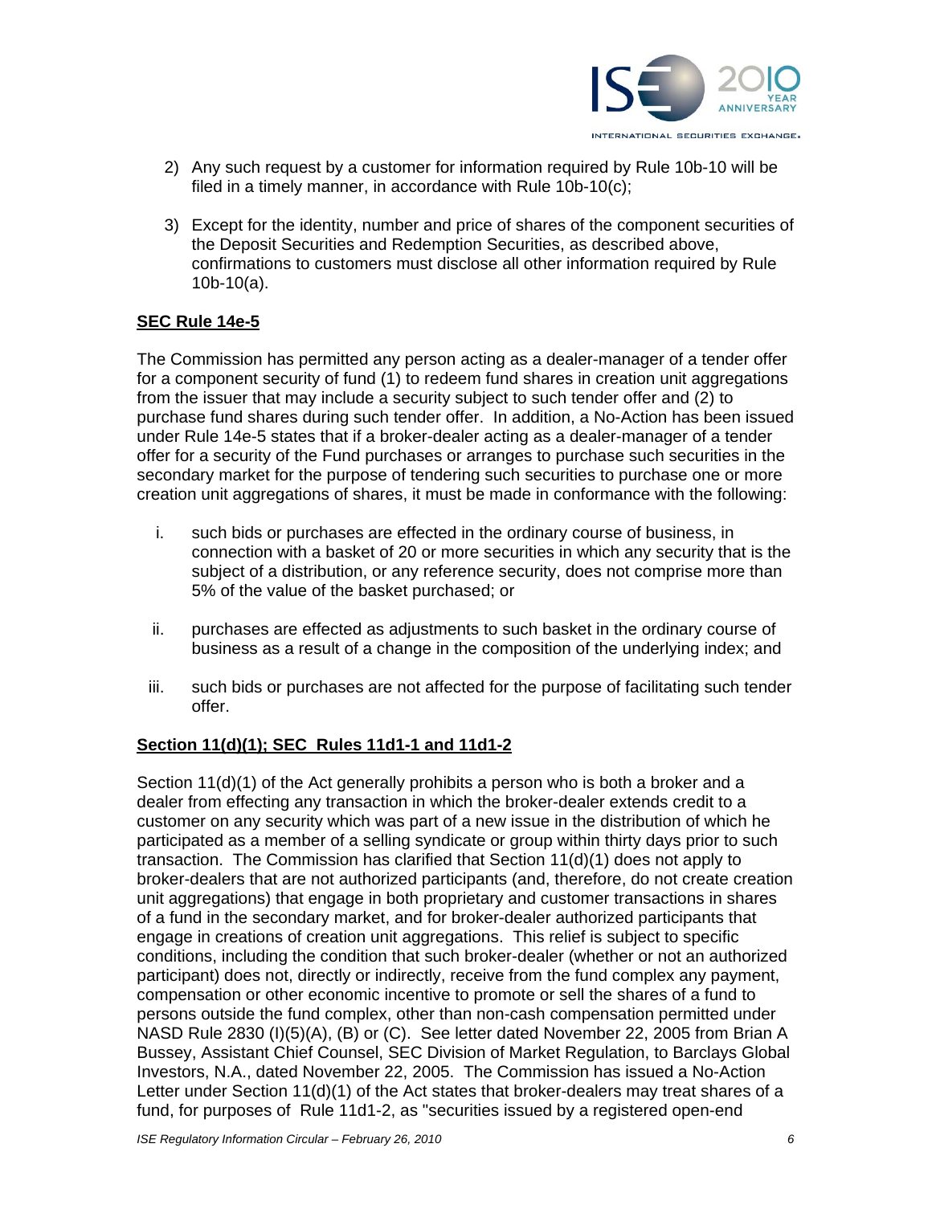2) Any such request by a customer for information required by Rule 10b-10 will be filed in a timely manner, in accordance with Rule 10b-10(c);

3) Except for the identity, number and price of shares of the component securities of the Deposit Securities and Redemption Securities, as described above, confirmations to customers must disclose all other information required by Rule 10b-10(a).

**SEC Rule 14e-5**

The Commission has permitted any person acting as a dealer-manager of a tender offer for a component security of fund (1) to redeem fund shares in creation unit aggregations from the issuer that may include a security subject to such tender offer and (2) to purchase fund shares during such tender offer. In addition, a No-Action has been issued under Rule 14e-5 states that if a broker-dealer acting as a dealer-manager of a tender offer for a security of the Fund purchases or arranges to purchase such securities in the secondary market for the purpose of tendering such securities to purchase one or more creation unit aggregations of shares, it must be made in conformance with the following:

i. such bids or purchases are effected in the ordinary course of business, in connection with a basket of 20 or more securities in which any security that is the subject of a distribution, or any reference security, does not comprise more than 5% of the value of the basket purchased; or

ii. purchases are effected as adjustments to such basket in the ordinary course of business as a result of a change in the composition of the underlying index; and

iii. such bids or purchases are not affected for the purpose of facilitating such tender offer.

**Section 11(d)(1); SEC Rules 11d1-1 and 11d1-2**

Section 11(d)(1) of the Act generally prohibits a person who is both a broker and a dealer from effecting any transaction in which the broker-dealer extends credit to a customer on any security which was part of a new issue in the distribution of which he participated as a member of a selling syndicate or group within thirty days prior to such transaction. The Commission has clarified that Section 11(d)(1) does not apply to broker-dealers that are not authorized participants (and, therefore, do not create creation unit aggregations) that engage in both proprietary and customer transactions in shares of a fund in the secondary market, and for broker-dealer authorized participants that engage in creations of creation unit aggregations. This relief is subject to specific conditions, including the condition that such broker-dealer (whether or not an authorized participant) does not, directly or indirectly, receive from the fund complex any payment, compensation or other economic incentive to promote or sell the shares of a fund to persons outside the fund complex, other than non-cash compensation permitted under NASD Rule 2830 (I)(5)(A), (B) or (C). See letter dated November 22, 2005 from Brian A Bussey, Assistant Chief Counsel, SEC Division of Market Regulation, to Barclays Global Investors, N.A., dated November 22, 2005. The Commission has issued a No-Action Letter under Section 11(d)(1) of the Act states that broker-dealers may treat shares of a fund, for purposes of Rule 11d1-2, as "securities issued by a registered open-end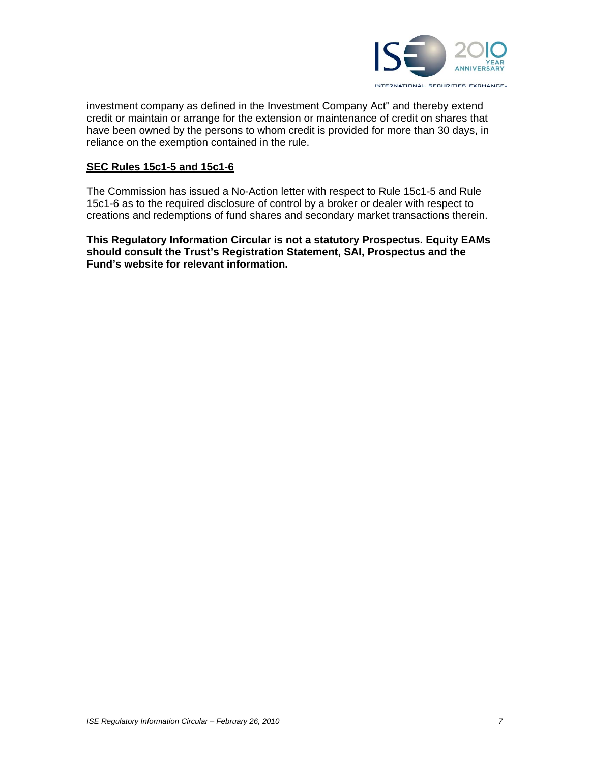investment company as defined in the Investment Company Act" and thereby extend credit or maintain or arrange for the extension or maintenance of credit on shares that have been owned by the persons to whom credit is provided for more than 30 days, in reliance on the exemption contained in the rule.

**SEC Rules 15c1-5 and 15c1-6**

The Commission has issued a No-Action letter with respect to Rule 15c1-5 and Rule 15c1-6 as to the required disclosure of control by a broker or dealer with respect to creations and redemptions of fund shares and secondary market transactions therein.

**This Regulatory Information Circular is not a statutory Prospectus. Equity EAMs should consult the Trust's Registration Statement, SAI, Prospectus and the Fund's website for relevant information.**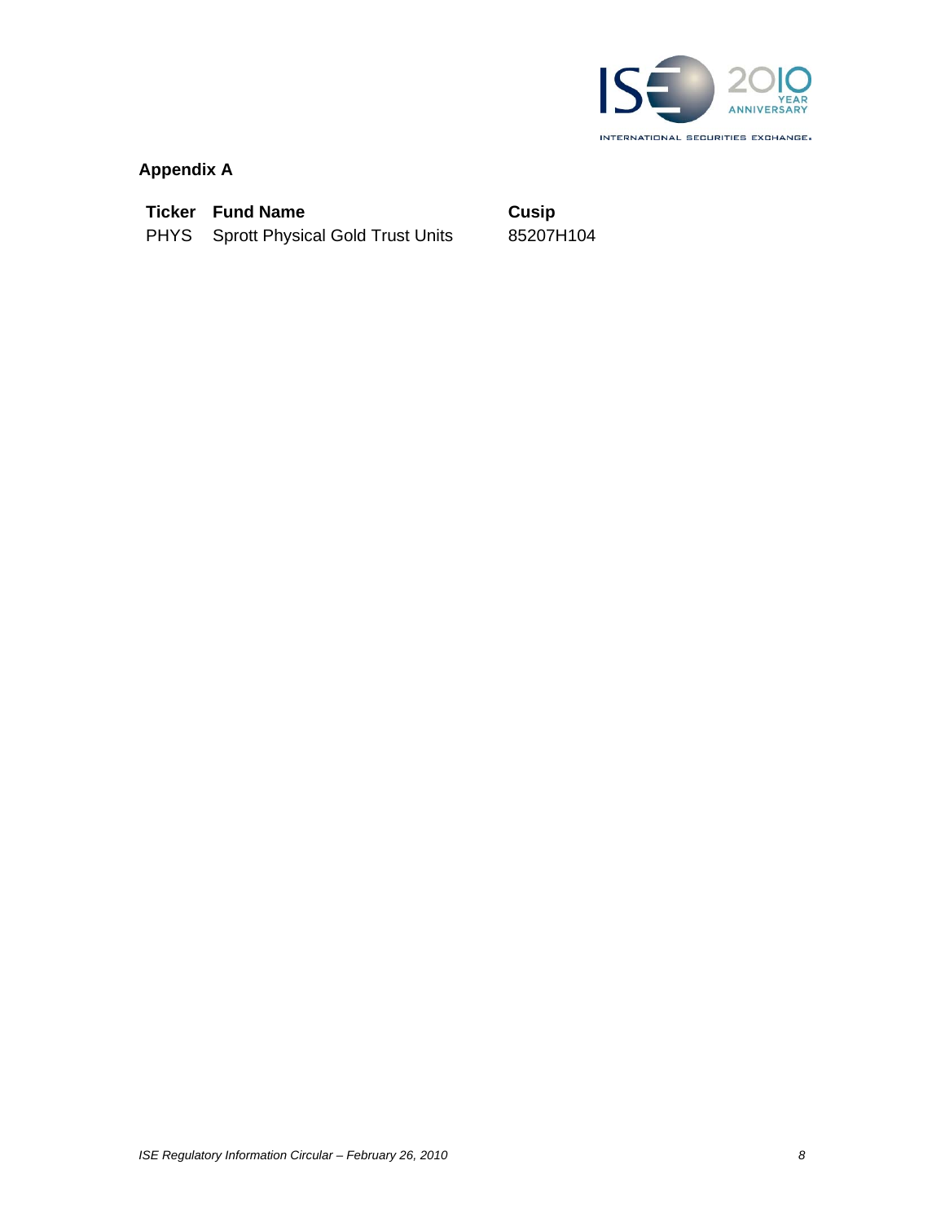## Appendix A

| Ticker | Fund Name | Cusip |
|---|---|---|
| PHYS | Sprott Physical Gold Trust Units | 85207H104 |